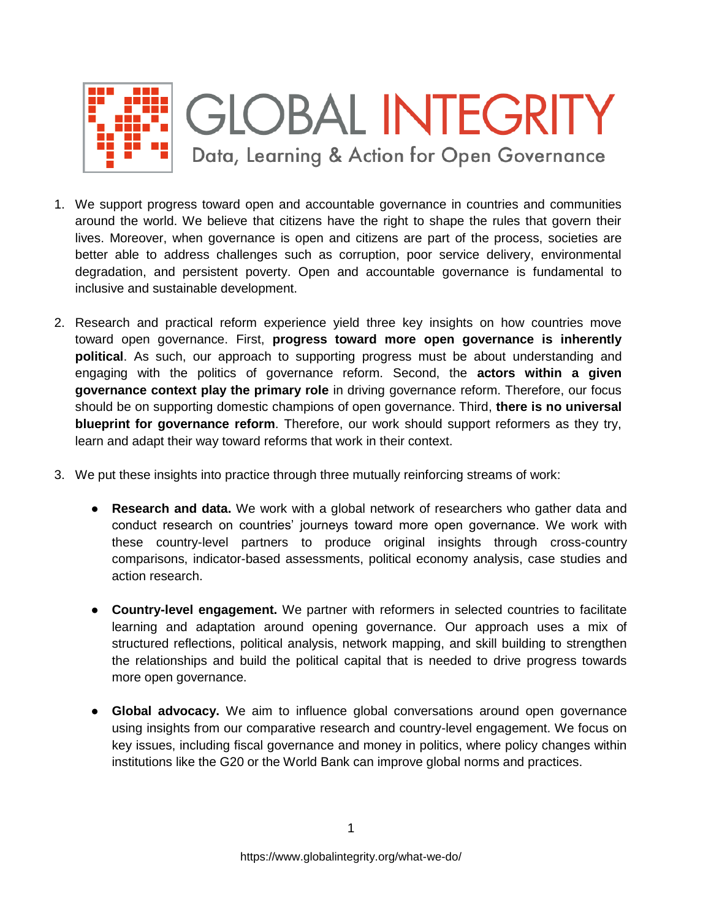# GLOBAL INTEGRITY

Data, Learning & Action for Open Governance

1. We support progress toward open and accountable governance in countries and communities around the world. We believe that citizens have the right to shape the rules that govern their lives. Moreover, when governance is open and citizens are part of the process, societies are better able to address challenges such as corruption, poor service delivery, environmental degradation, and persistent poverty. Open and accountable governance is fundamental to inclusive and sustainable development.

2. Research and practical reform experience yield three key insights on how countries move toward open governance. First, **progress toward more open governance is inherently political**. As such, our approach to supporting progress must be about understanding and engaging with the politics of governance reform. Second, the **actors within a given governance context play the primary role** in driving governance reform. Therefore, our focus should be on supporting domestic champions of open governance. Third, **there is no universal blueprint for governance reform**. Therefore, our work should support reformers as they try, learn and adapt their way toward reforms that work in their context.

3. We put these insights into practice through three mutually reinforcing streams of work:

   - **Research and data.** We work with a global network of researchers who gather data and conduct research on countries' journeys toward more open governance. We work with these country-level partners to produce original insights through cross-country comparisons, indicator-based assessments, political economy analysis, case studies and action research.

   - **Country-level engagement.** We partner with reformers in selected countries to facilitate learning and adaptation around opening governance. Our approach uses a mix of structured reflections, political analysis, network mapping, and skill building to strengthen the relationships and build the political capital that is needed to drive progress towards more open governance.

   - **Global advocacy.** We aim to influence global conversations around open governance using insights from our comparative research and country-level engagement. We focus on key issues, including fiscal governance and money in politics, where policy changes within institutions like the G20 or the World Bank can improve global norms and practices.

https://www.globalintegrity.org/what-we-do/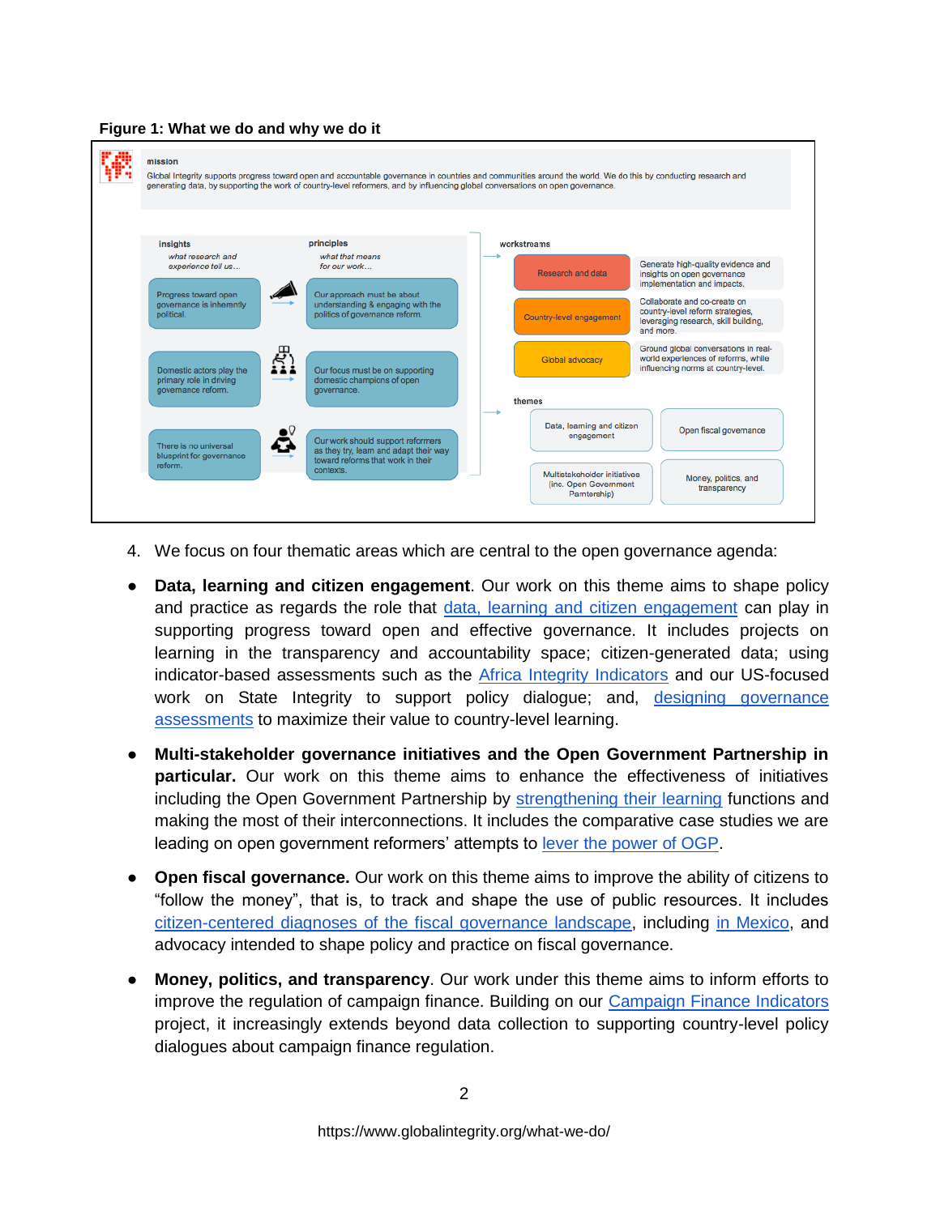**Figure 1: What we do and why we do it**

mission

Global Integrity supports progress toward open and accountable governance in countries and communities around the world. We do this by conducting research and generating data, by supporting the work of country-level reformers, and by influencing global conversations on open governance.

insights

*what research and experience tell us…*

principles

*what that means for our work…*

Progress toward open governance is inherently political.

Our approach must be about understanding & engaging with the politics of governance reform.

Domestic actors play the primary role in driving governance reform.

Our focus must be on supporting domestic champions of open governance.

There is no universal blueprint for governance reform.

Our work should support reformers as they try, learn and adapt their way toward reforms that work in their contexts.

workstreams

Research and data

Generate high-quality evidence and insights on open governance implementation and impacts.

Country-level engagement

Collaborate and co-create on country-level reform strategies, leveraging research, skill building, and more.

Global advocacy

Ground global conversations in real-world experiences of reforms, while influencing norms at country-level.

themes

Data, learning and citizen engagement

Open fiscal governance

Multistakeholder initiatives (inc. Open Government Partnership)

Money, politics, and transparency

4. We focus on four thematic areas which are central to the open governance agenda:

- **Data, learning and citizen engagement**. Our work on this theme aims to shape policy and practice as regards the role that data, learning and citizen engagement can play in supporting progress toward open and effective governance. It includes projects on learning in the transparency and accountability space; citizen-generated data; using indicator-based assessments such as the Africa Integrity Indicators and our US-focused work on State Integrity to support policy dialogue; and, designing governance assessments to maximize their value to country-level learning.
- **Multi-stakeholder governance initiatives and the Open Government Partnership in particular.** Our work on this theme aims to enhance the effectiveness of initiatives including the Open Government Partnership by strengthening their learning functions and making the most of their interconnections. It includes the comparative case studies we are leading on open government reformers' attempts to lever the power of OGP.
- **Open fiscal governance.** Our work on this theme aims to improve the ability of citizens to "follow the money", that is, to track and shape the use of public resources. It includes citizen-centered diagnoses of the fiscal governance landscape, including in Mexico, and advocacy intended to shape policy and practice on fiscal governance.
- **Money, politics, and transparency**. Our work under this theme aims to inform efforts to improve the regulation of campaign finance. Building on our Campaign Finance Indicators project, it increasingly extends beyond data collection to supporting country-level policy dialogues about campaign finance regulation.